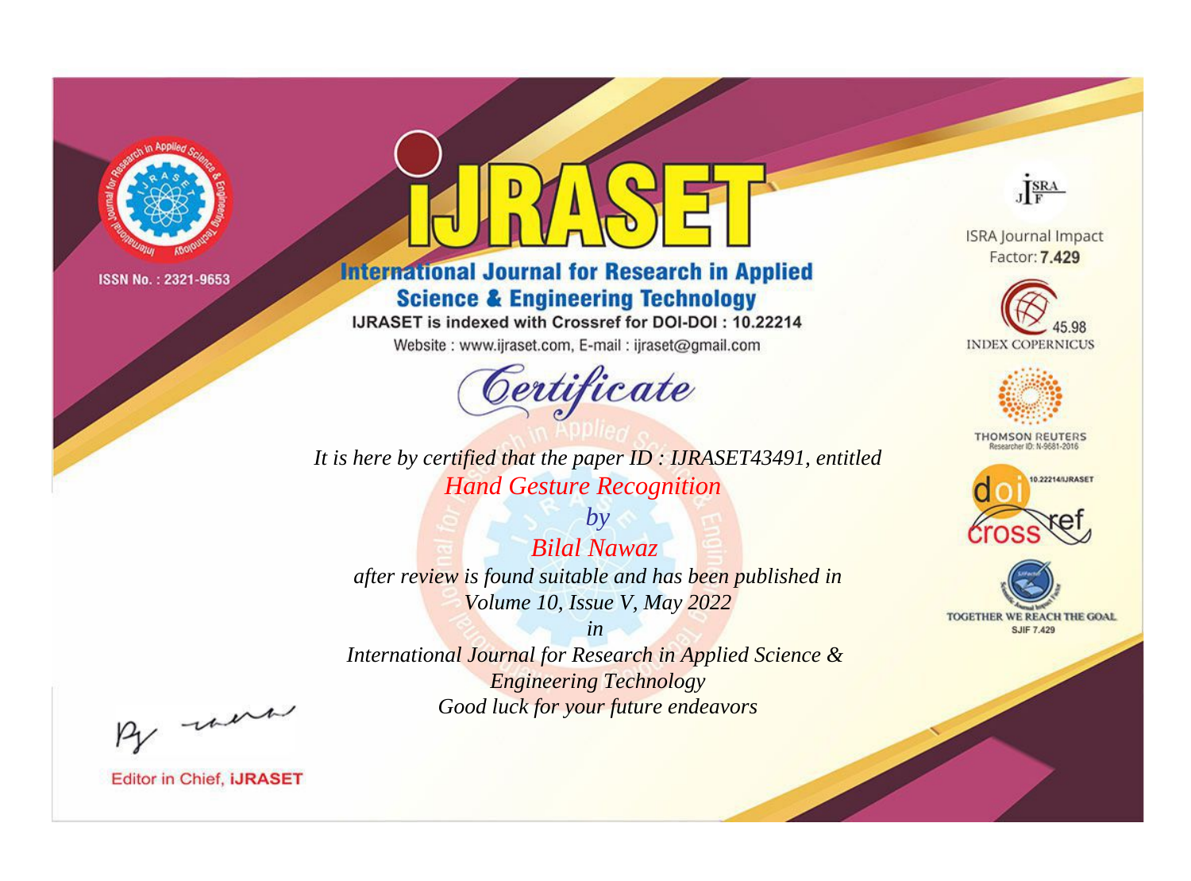ISSN No. : 2321-9653

# IJRASET

## International Journal for Research in Applied Science & Engineering Technology

IJRASET is indexed with Crossref for DOI-DOI : 10.22214

Website : www.ijraset.com, E-mail : ijraset@gmail.com

ISRA Journal Impact Factor: **7.429**

45.98 INDEX COPERNICUS

THOMSON REUTERS Researcher ID: N-9681-2016

10.22214/IJRASET

TOGETHER WE REACH THE GOAL SJIF 7.429

# *Certificate*

*It is here by certified that the paper ID : IJRASET43491, entitled*

*Hand Gesture Recognition*

*by*

*Bilal Nawaz*

*after review is found suitable and has been published in*

*Volume 10, Issue V, May 2022*

*in*

*International Journal for Research in Applied Science & Engineering Technology*

*Good luck for your future endeavors*

Editor in Chief, **iJRASET**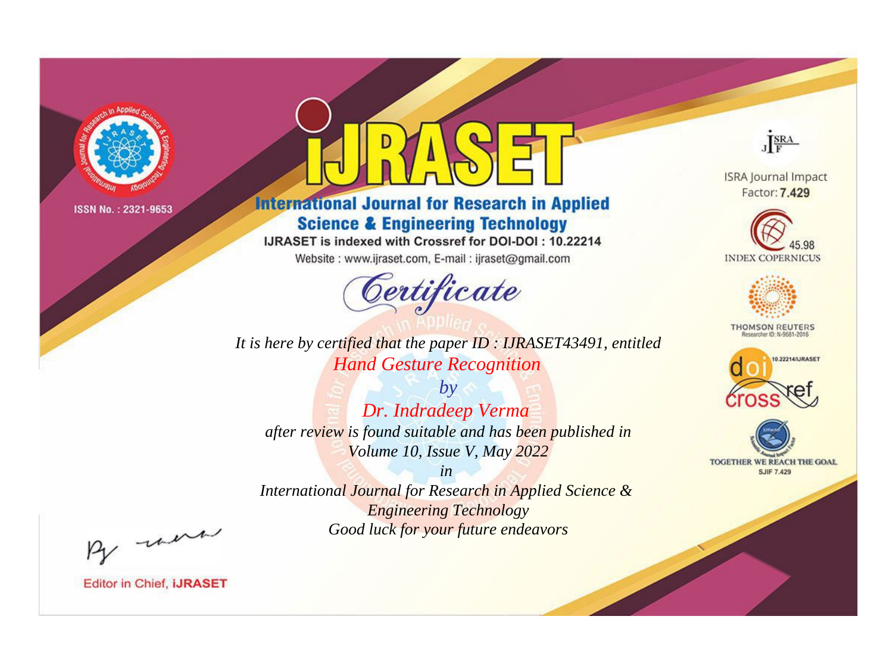ISSN No. : 2321-9653

# iJRASET

## International Journal for Research in Applied Science & Engineering Technology

IJRASET is indexed with Crossref for DOI-DOI : 10.22214

Website : www.ijraset.com, E-mail : ijraset@gmail.com

ISRA Journal Impact Factor: **7.429**

45.98 INDEX COPERNICUS

THOMSON REUTERS Researcher ID: N-9681-2016

10.22214/IJRASET

TOGETHER WE REACH THE GOAL SJIF 7.429

*Certificate*

*It is here by certified that the paper ID : IJRASET43491, entitled*

*Hand Gesture Recognition*

*by*

*Dr. Indradeep Verma*

*after review is found suitable and has been published in*

*Volume 10, Issue V, May 2022*

*in*

*International Journal for Research in Applied Science & Engineering Technology*

*Good luck for your future endeavors*

Editor in Chief, **iJRASET**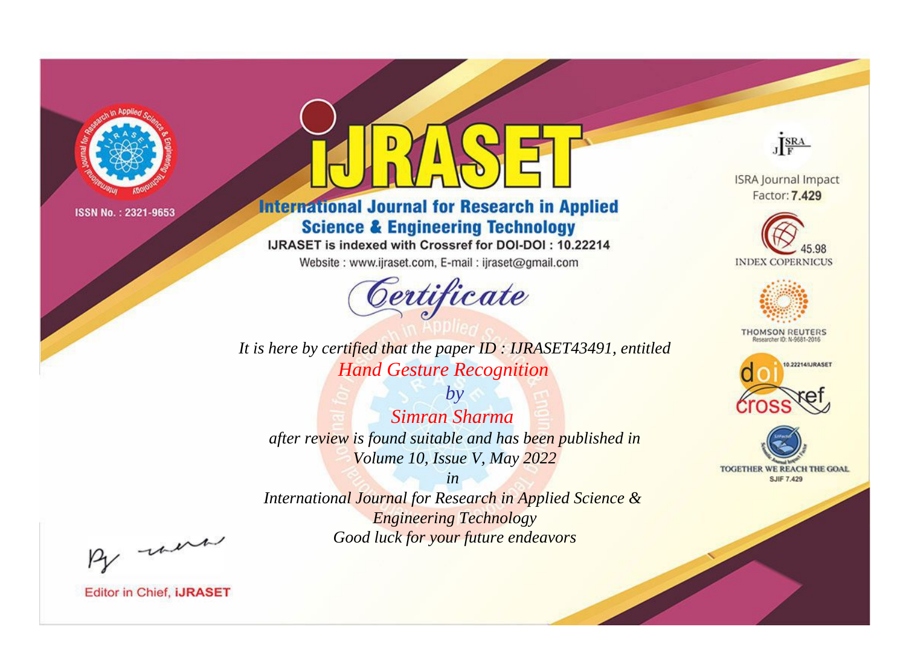ISSN No. : 2321-9653

# iJRASET

## International Journal for Research in Applied Science & Engineering Technology

IJRASET is indexed with Crossref for DOI-DOI : 10.22214

Website : www.ijraset.com, E-mail : ijraset@gmail.com

ISRA Journal Impact Factor: **7.429**

45.98 INDEX COPERNICUS

THOMSON REUTERS Researcher ID: N-9681-2016

10.22214/IJRASET

TOGETHER WE REACH THE GOAL SJIF 7.429

# *Certificate*

*It is here by certified that the paper ID : IJRASET43491, entitled*

*Hand Gesture Recognition*

*by*

*Simran Sharma*

*after review is found suitable and has been published in*

*Volume 10, Issue V, May 2022*

*in*

*International Journal for Research in Applied Science & Engineering Technology*

*Good luck for your future endeavors*

Editor in Chief, **iJRASET**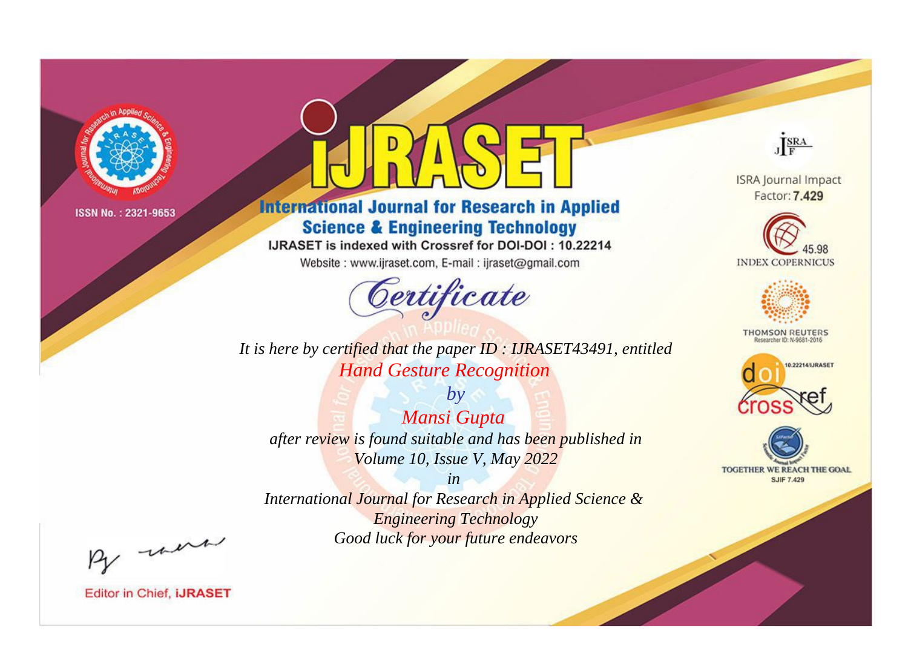ISSN No. : 2321-9653

# IJRASET

## International Journal for Research in Applied Science & Engineering Technology

IJRASET is indexed with Crossref for DOI-DOI : 10.22214

Website : www.ijraset.com, E-mail : ijraset@gmail.com

*Certificate*

*It is here by certified that the paper ID : IJRASET43491, entitled*

*Hand Gesture Recognition*

*by*

*Mansi Gupta*

*after review is found suitable and has been published in*

*Volume 10, Issue V, May 2022*

*in*

*International Journal for Research in Applied Science & Engineering Technology*

*Good luck for your future endeavors*

ISRA Journal Impact Factor: **7.429**

45.98 INDEX COPERNICUS

THOMSON REUTERS Researcher ID: N-9681-2016

10.22214/IJRASET

TOGETHER WE REACH THE GOAL SJIF 7.429

Editor in Chief, **iJRASET**